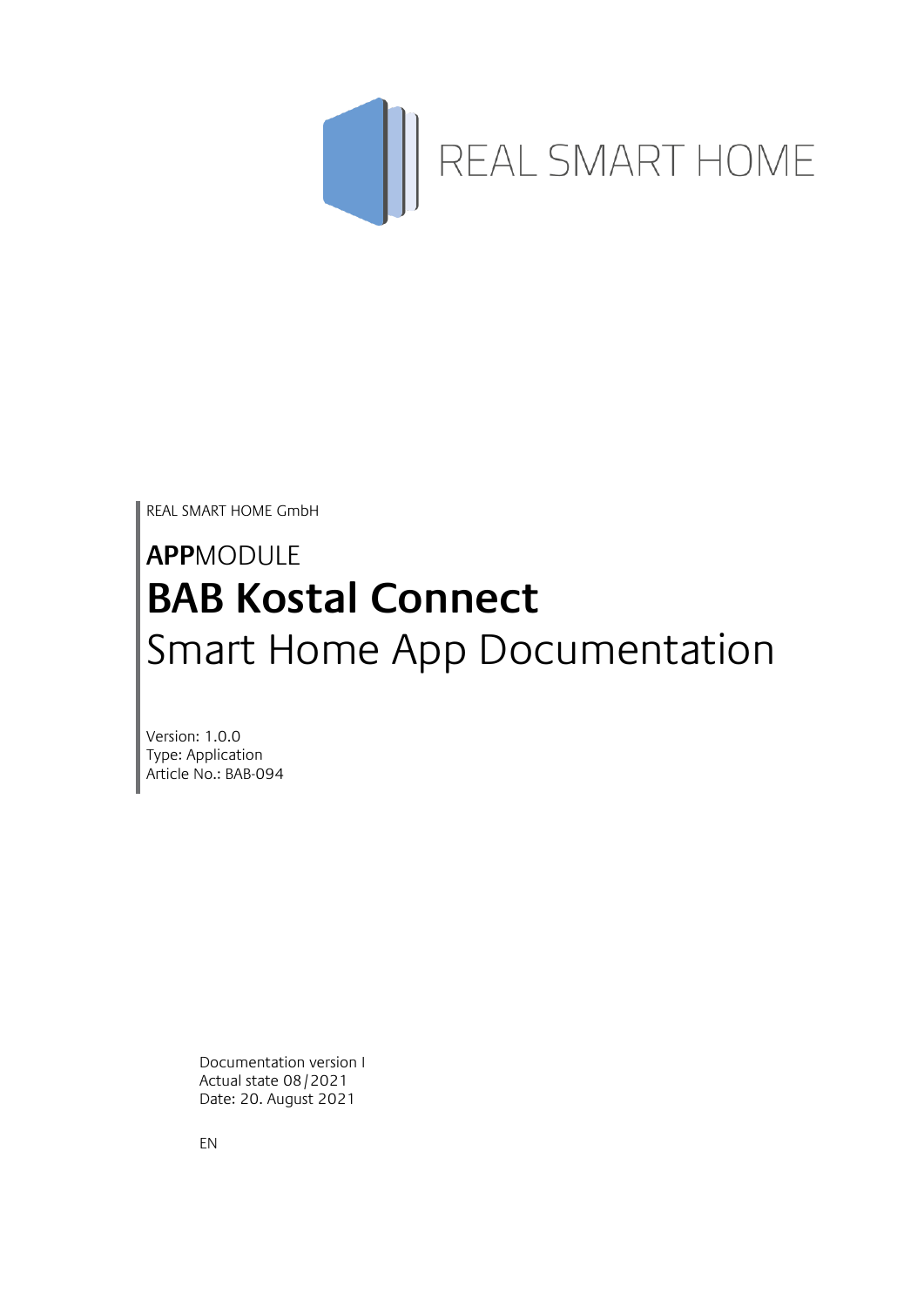REAL SMART HOME

REAL SMART HOME GmbH

**APP**MODULE

# BAB Kostal Connect

## Smart Home App Documentation

Version: 1.0.0
Type: Application
Article No.: BAB-094

Documentation version I
Actual state 08/2021
Date: 20. August 2021

EN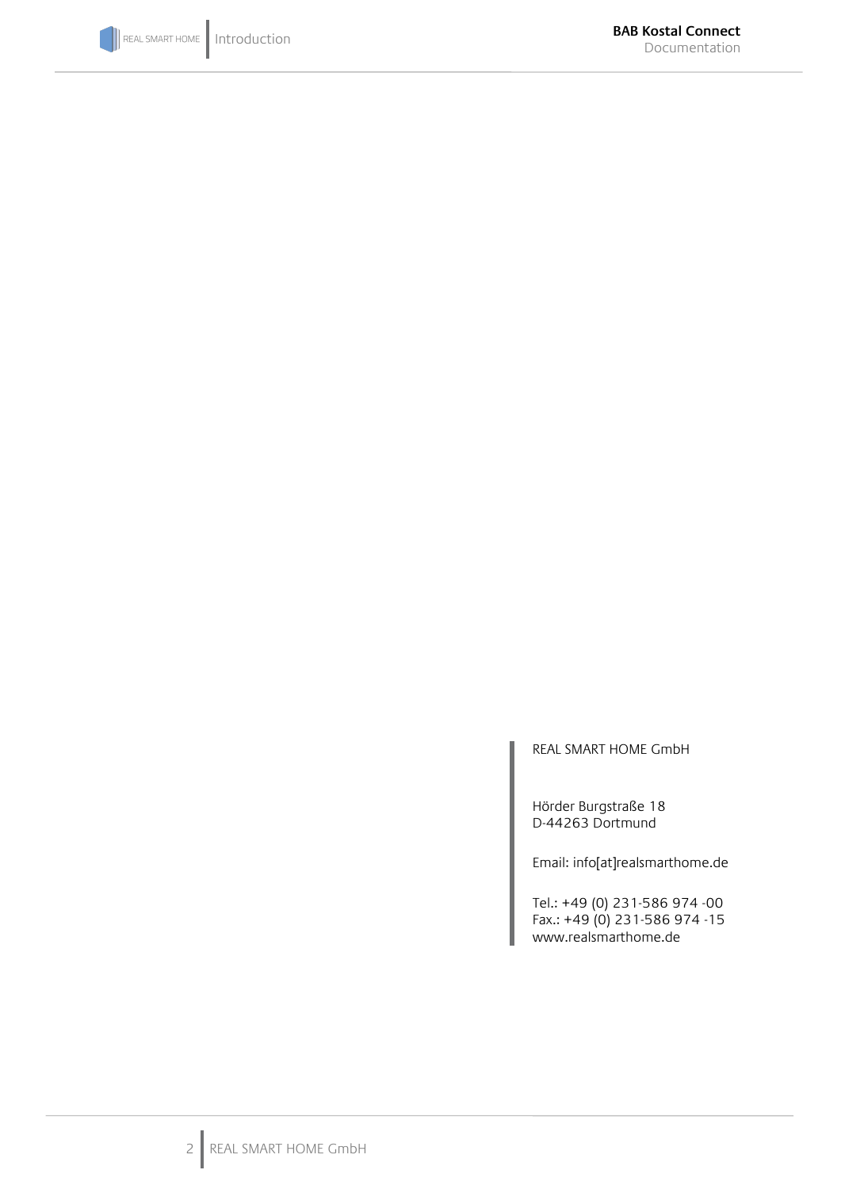REAL SMART HOME GmbH

Hörder Burgstraße 18
D-44263 Dortmund

Email: info[at]realsmarthome.de

Tel.: +49 (0) 231-586 974 -00
Fax.: +49 (0) 231-586 974 -15
www.realsmarthome.de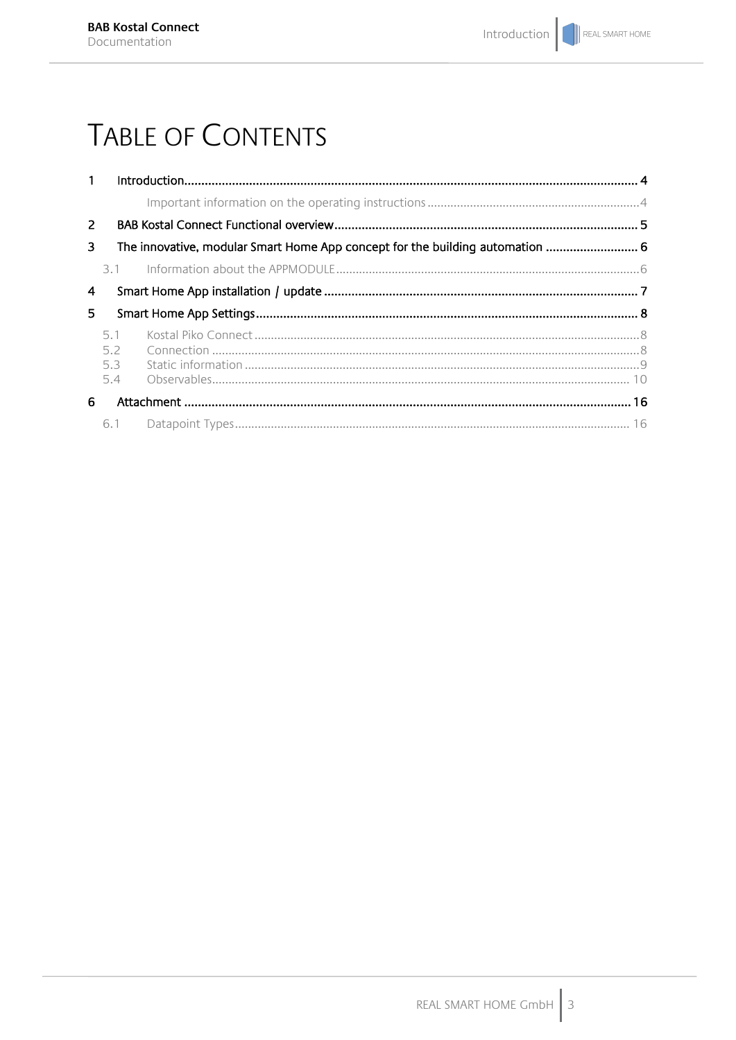# TABLE OF CONTENTS

1 Introduction ............................................................ 4

  Important information on the operating instructions ............................................................ 4

2 BAB Kostal Connect Functional overview ............................................................ 5

3 The innovative, modular Smart Home App concept for the building automation ............................................................ 6

  3.1 Information about the APPMODULE ............................................................ 6

4 Smart Home App installation / update ............................................................ 7

5 Smart Home App Settings ............................................................ 8

  5.1 Kostal Piko Connect ............................................................ 8

  5.2 Connection ............................................................ 8

  5.3 Static information ............................................................ 9

  5.4 Observables ............................................................ 10

6 Attachment ............................................................ 16

  6.1 Datapoint Types ............................................................ 16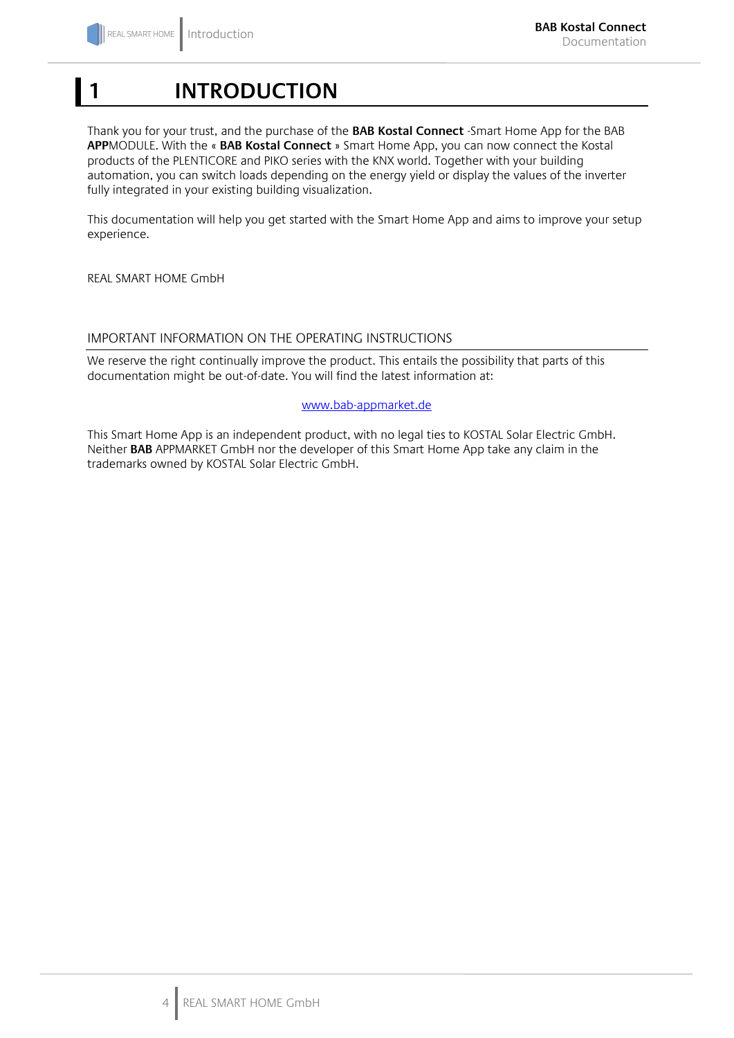# 1 INTRODUCTION

Thank you for your trust, and the purchase of the **BAB Kostal Connect** -Smart Home App for the BAB **APP**MODULE. With the « **BAB Kostal Connect** » Smart Home App, you can now connect the Kostal products of the PLENTICORE and PIKO series with the KNX world. Together with your building automation, you can switch loads depending on the energy yield or display the values of the inverter fully integrated in your existing building visualization.

This documentation will help you get started with the Smart Home App and aims to improve your setup experience.

REAL SMART HOME GmbH

## IMPORTANT INFORMATION ON THE OPERATING INSTRUCTIONS

We reserve the right continually improve the product. This entails the possibility that parts of this documentation might be out-of-date. You will find the latest information at:

www.bab-appmarket.de

This Smart Home App is an independent product, with no legal ties to KOSTAL Solar Electric GmbH. Neither **BAB** APPMARKET GmbH nor the developer of this Smart Home App take any claim in the trademarks owned by KOSTAL Solar Electric GmbH.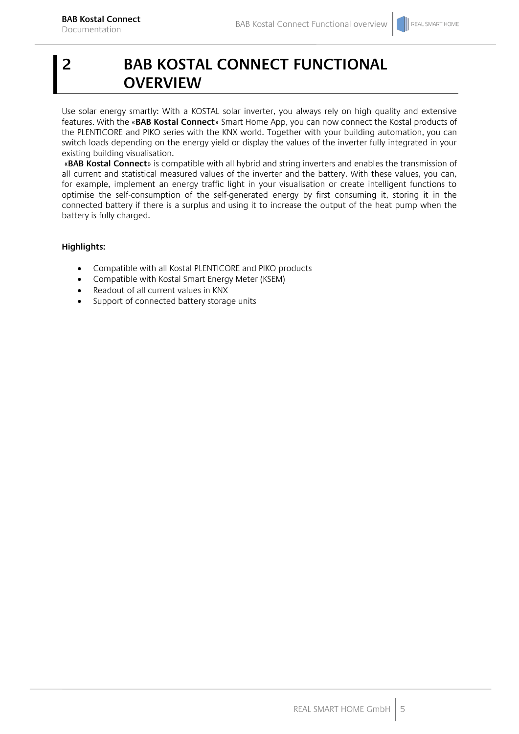# 2 BAB KOSTAL CONNECT FUNCTIONAL OVERVIEW

Use solar energy smartly: With a KOSTAL solar inverter, you always rely on high quality and extensive features. With the «**BAB Kostal Connect**» Smart Home App, you can now connect the Kostal products of the PLENTICORE and PIKO series with the KNX world. Together with your building automation, you can switch loads depending on the energy yield or display the values of the inverter fully integrated in your existing building visualisation.

«**BAB Kostal Connect**» is compatible with all hybrid and string inverters and enables the transmission of all current and statistical measured values of the inverter and the battery. With these values, you can, for example, implement an energy traffic light in your visualisation or create intelligent functions to optimise the self-consumption of the self-generated energy by first consuming it, storing it in the connected battery if there is a surplus and using it to increase the output of the heat pump when the battery is fully charged.

**Highlights:**

- Compatible with all Kostal PLENTICORE and PIKO products
- Compatible with Kostal Smart Energy Meter (KSEM)
- Readout of all current values in KNX
- Support of connected battery storage units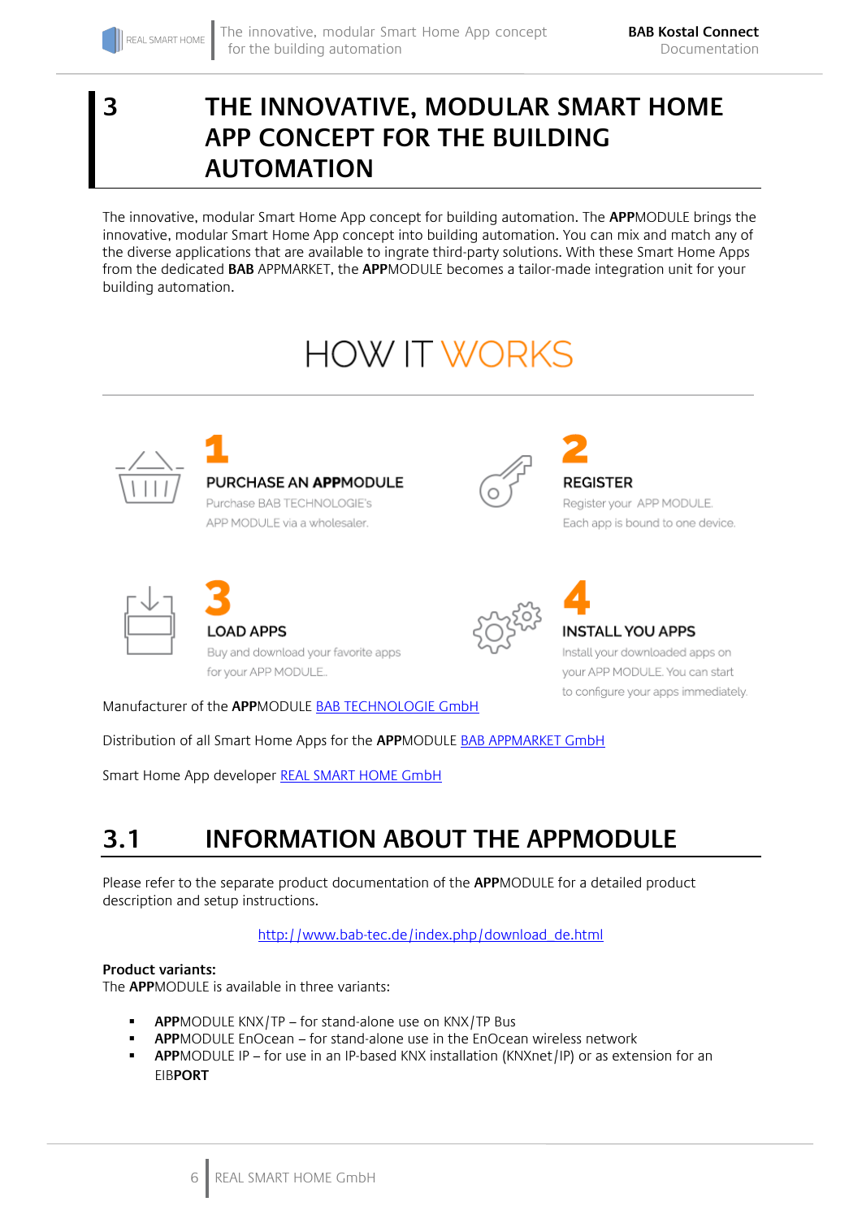# 3 THE INNOVATIVE, MODULAR SMART HOME APP CONCEPT FOR THE BUILDING AUTOMATION

The innovative, modular Smart Home App concept for building automation. The **APP**MODULE brings the innovative, modular Smart Home App concept into building automation. You can mix and match any of the diverse applications that are available to ingrate third-party solutions. With these Smart Home Apps from the dedicated **BAB** APPMARKET, the **APP**MODULE becomes a tailor-made integration unit for your building automation.

HOW IT WORKS

**1**
PURCHASE AN **APP**MODULE
Purchase BAB TECHNOLOGIE's APP MODULE via a wholesaler.

**2**
REGISTER
Register your APP MODULE. Each app is bound to one device.

**3**
LOAD APPS
Buy and download your favorite apps for your APP MODULE.

**4**
INSTALL YOU APPS
Install your downloaded apps on your APP MODULE. You can start to configure your apps immediately.

Manufacturer of the **APP**MODULE [BAB TECHNOLOGIE GmbH]

Distribution of all Smart Home Apps for the **APP**MODULE [BAB APPMARKET GmbH]

Smart Home App developer [REAL SMART HOME GmbH]

## 3.1 INFORMATION ABOUT THE APPMODULE

Please refer to the separate product documentation of the **APP**MODULE for a detailed product description and setup instructions.

http://www.bab-tec.de/index.php/download_de.html

**Product variants:**
The **APP**MODULE is available in three variants:

- **APP**MODULE KNX/TP – for stand-alone use on KNX/TP Bus
- **APP**MODULE EnOcean – for stand-alone use in the EnOcean wireless network
- **APP**MODULE IP – for use in an IP-based KNX installation (KNXnet/IP) or as extension for an EIB**PORT**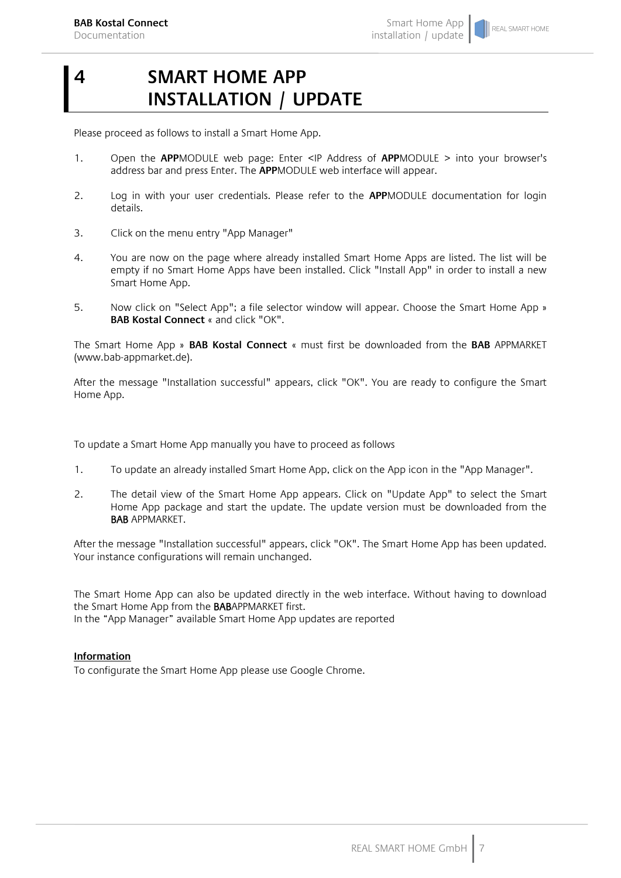# 4 SMART HOME APP INSTALLATION / UPDATE

Please proceed as follows to install a Smart Home App.

1. Open the **APP**MODULE web page: Enter <IP Address of **APP**MODULE > into your browser's address bar and press Enter. The **APP**MODULE web interface will appear.
2. Log in with your user credentials. Please refer to the **APP**MODULE documentation for login details.
3. Click on the menu entry "App Manager"
4. You are now on the page where already installed Smart Home Apps are listed. The list will be empty if no Smart Home Apps have been installed. Click "Install App" in order to install a new Smart Home App.
5. Now click on "Select App"; a file selector window will appear. Choose the Smart Home App » **BAB Kostal Connect** « and click "OK".

The Smart Home App » **BAB Kostal Connect** « must first be downloaded from the **BAB** APPMARKET (www.bab-appmarket.de).

After the message "Installation successful" appears, click "OK". You are ready to configure the Smart Home App.

To update a Smart Home App manually you have to proceed as follows

1. To update an already installed Smart Home App, click on the App icon in the "App Manager".
2. The detail view of the Smart Home App appears. Click on "Update App" to select the Smart Home App package and start the update. The update version must be downloaded from the **BAB** APPMARKET.

After the message "Installation successful" appears, click "OK". The Smart Home App has been updated. Your instance configurations will remain unchanged.

The Smart Home App can also be updated directly in the web interface. Without having to download the Smart Home App from the **BAB**APPMARKET first.
In the "App Manager" available Smart Home App updates are reported

**Information**
To configurate the Smart Home App please use Google Chrome.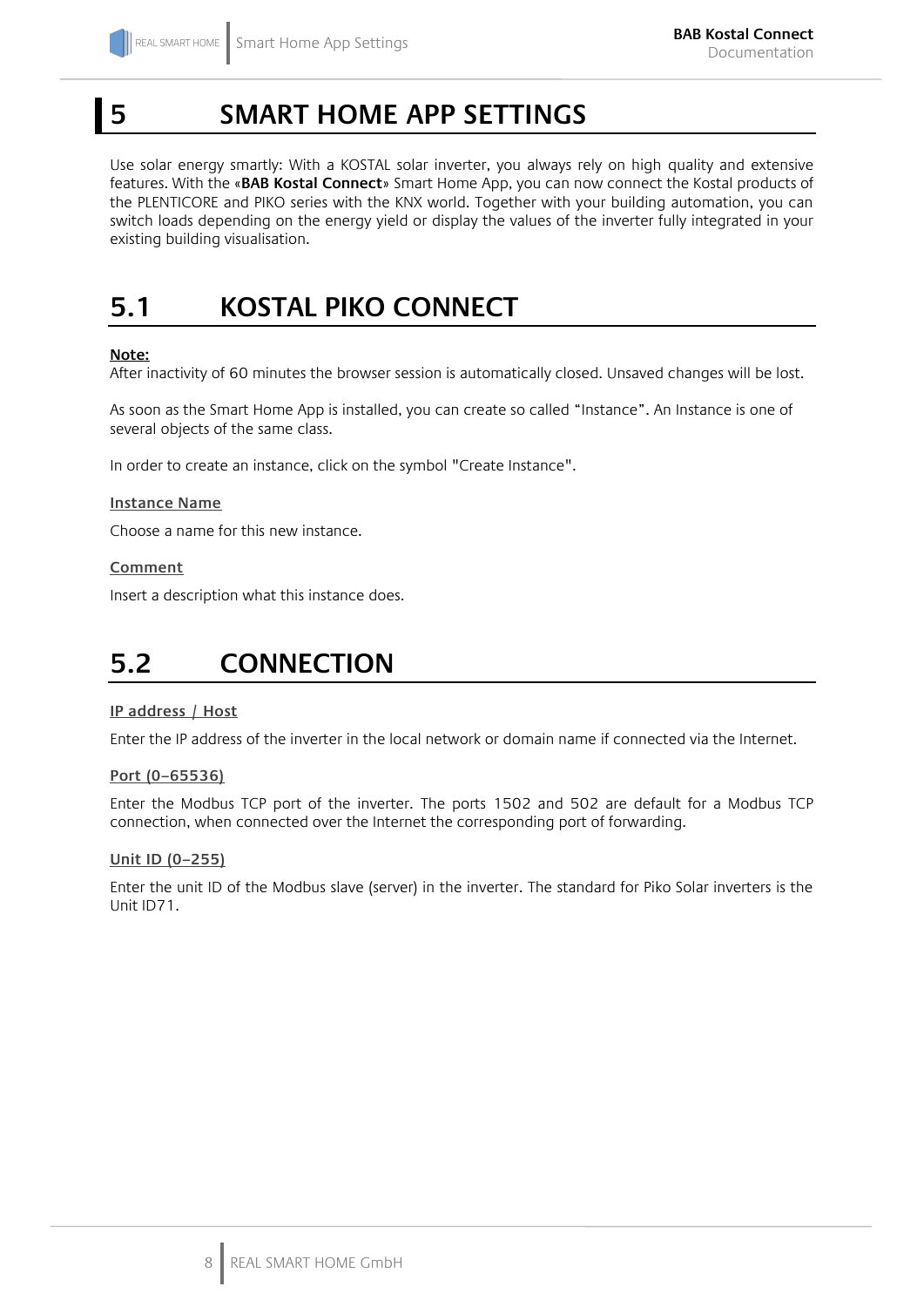# 5 SMART HOME APP SETTINGS

Use solar energy smartly: With a KOSTAL solar inverter, you always rely on high quality and extensive features. With the «**BAB Kostal Connect**» Smart Home App, you can now connect the Kostal products of the PLENTICORE and PIKO series with the KNX world. Together with your building automation, you can switch loads depending on the energy yield or display the values of the inverter fully integrated in your existing building visualisation.

## 5.1 KOSTAL PIKO CONNECT

**Note:**
After inactivity of 60 minutes the browser session is automatically closed. Unsaved changes will be lost.

As soon as the Smart Home App is installed, you can create so called “Instance”. An Instance is one of several objects of the same class.

In order to create an instance, click on the symbol "Create Instance".

**Instance Name**

Choose a name for this new instance.

**Comment**

Insert a description what this instance does.

## 5.2 CONNECTION

**IP address / Host**

Enter the IP address of the inverter in the local network or domain name if connected via the Internet.

**Port (0–65536)**

Enter the Modbus TCP port of the inverter. The ports 1502 and 502 are default for a Modbus TCP connection, when connected over the Internet the corresponding port of forwarding.

**Unit ID (0-255)**

Enter the unit ID of the Modbus slave (server) in the inverter. The standard for Piko Solar inverters is the Unit ID71.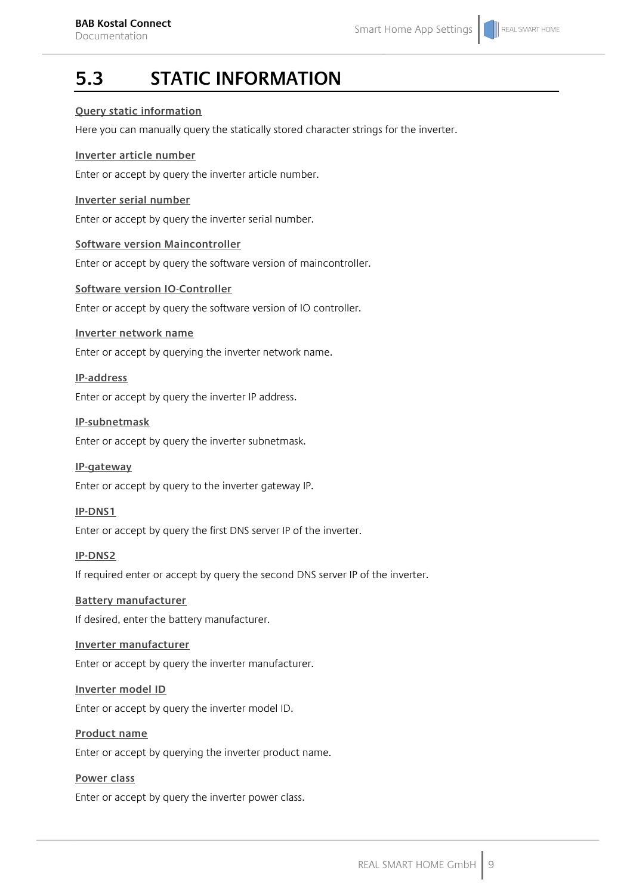## 5.3 STATIC INFORMATION

**Query static information**

Here you can manually query the statically stored character strings for the inverter.

**Inverter article number**

Enter or accept by query the inverter article number.

**Inverter serial number**

Enter or accept by query the inverter serial number.

**Software version Maincontroller**

Enter or accept by query the software version of maincontroller.

**Software version IO-Controller**

Enter or accept by query the software version of IO controller.

**Inverter network name**

Enter or accept by querying the inverter network name.

**IP-address**

Enter or accept by query the inverter IP address.

**IP-subnetmask**

Enter or accept by query the inverter subnetmask.

**IP-gateway**

Enter or accept by query to the inverter gateway IP.

**IP-DNS1**

Enter or accept by query the first DNS server IP of the inverter.

**IP-DNS2**

If required enter or accept by query the second DNS server IP of the inverter.

**Battery manufacturer**

If desired, enter the battery manufacturer.

**Inverter manufacturer**

Enter or accept by query the inverter manufacturer.

**Inverter model ID**

Enter or accept by query the inverter model ID.

**Product name**

Enter or accept by querying the inverter product name.

**Power class**

Enter or accept by query the inverter power class.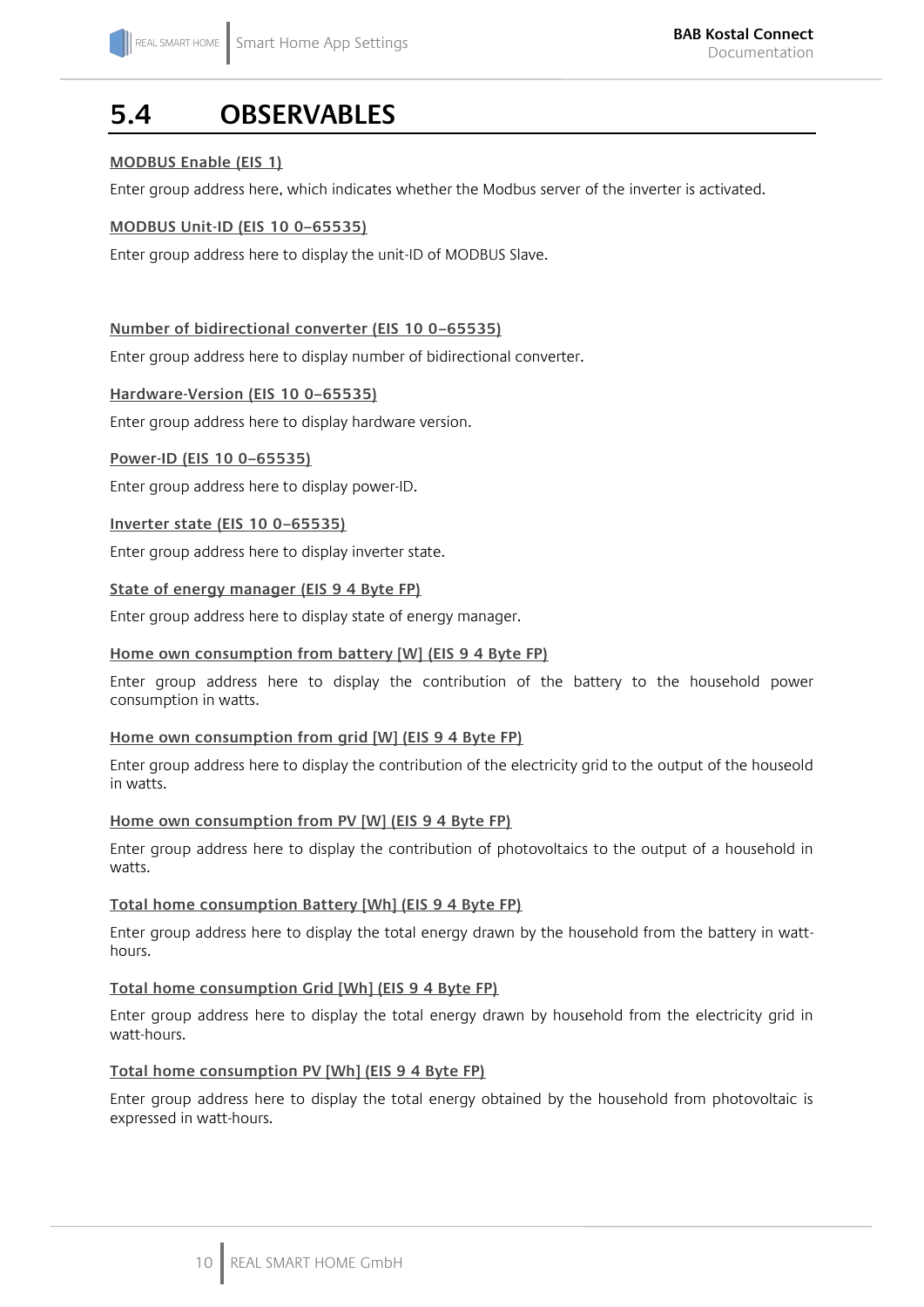## 5.4 OBSERVABLES

**MODBUS Enable (EIS 1)**

Enter group address here, which indicates whether the Modbus server of the inverter is activated.

**MODBUS Unit-ID (EIS 10 0–65535)**

Enter group address here to display the unit-ID of MODBUS Slave.

**Number of bidirectional converter (EIS 10 0–65535)**

Enter group address here to display number of bidirectional converter.

**Hardware-Version (EIS 10 0–65535)**

Enter group address here to display hardware version.

**Power-ID (EIS 10 0–65535)**

Enter group address here to display power-ID.

**Inverter state (EIS 10 0–65535)**

Enter group address here to display inverter state.

**State of energy manager (EIS 9 4 Byte FP)**

Enter group address here to display state of energy manager.

**Home own consumption from battery [W] (EIS 9 4 Byte FP)**

Enter group address here to display the contribution of the battery to the household power consumption in watts.

**Home own consumption from grid [W] (EIS 9 4 Byte FP)**

Enter group address here to display the contribution of the electricity grid to the output of the houseold in watts.

**Home own consumption from PV [W] (EIS 9 4 Byte FP)**

Enter group address here to display the contribution of photovoltaics to the output of a household in watts.

**Total home consumption Battery [Wh] (EIS 9 4 Byte FP)**

Enter group address here to display the total energy drawn by the household from the battery in watt-hours.

**Total home consumption Grid [Wh] (EIS 9 4 Byte FP)**

Enter group address here to display the total energy drawn by household from the electricity grid in watt-hours.

**Total home consumption PV [Wh] (EIS 9 4 Byte FP)**

Enter group address here to display the total energy obtained by the household from photovoltaic is expressed in watt-hours.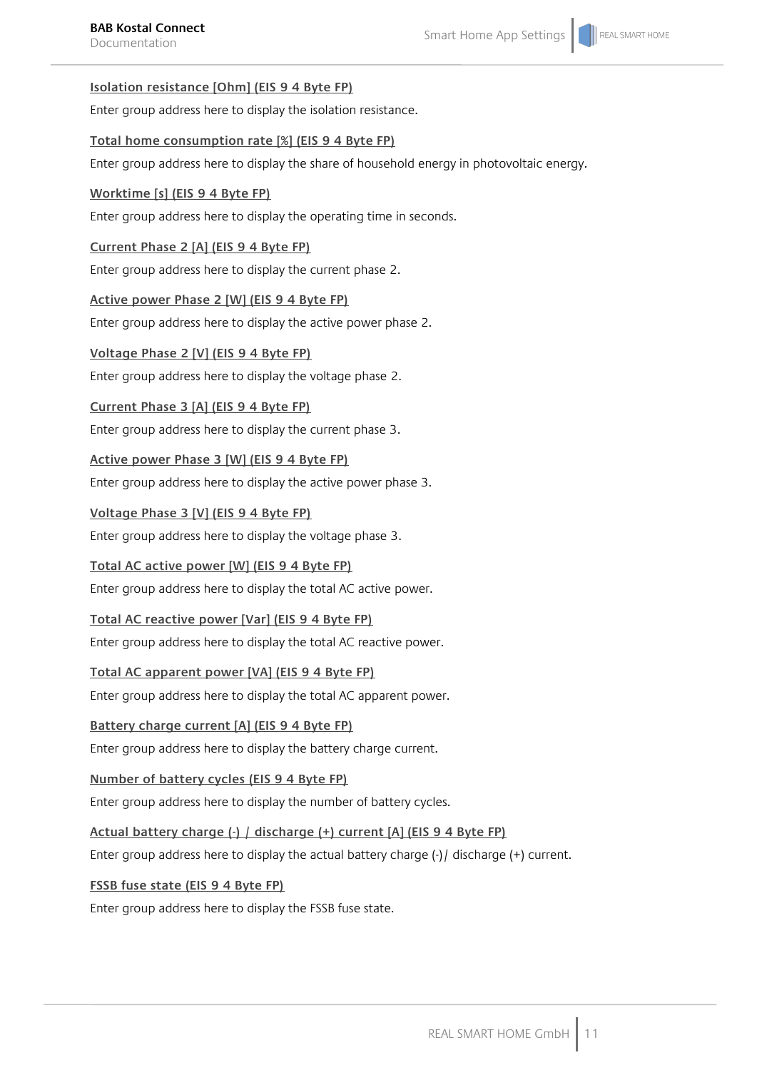Isolation resistance [Ohm] (EIS 9 4 Byte FP)

Enter group address here to display the isolation resistance.

Total home consumption rate [%] (EIS 9 4 Byte FP)

Enter group address here to display the share of household energy in photovoltaic energy.

Worktime [s] (EIS 9 4 Byte FP)

Enter group address here to display the operating time in seconds.

Current Phase 2 [A] (EIS 9 4 Byte FP)

Enter group address here to display the current phase 2.

Active power Phase 2 [W] (EIS 9 4 Byte FP)

Enter group address here to display the active power phase 2.

Voltage Phase 2 [V] (EIS 9 4 Byte FP)

Enter group address here to display the voltage phase 2.

Current Phase 3 [A] (EIS 9 4 Byte FP)

Enter group address here to display the current phase 3.

Active power Phase 3 [W] (EIS 9 4 Byte FP)

Enter group address here to display the active power phase 3.

Voltage Phase 3 [V] (EIS 9 4 Byte FP)

Enter group address here to display the voltage phase 3.

Total AC active power [W] (EIS 9 4 Byte FP)

Enter group address here to display the total AC active power.

Total AC reactive power [Var] (EIS 9 4 Byte FP)

Enter group address here to display the total AC reactive power.

Total AC apparent power [VA] (EIS 9 4 Byte FP)

Enter group address here to display the total AC apparent power.

Battery charge current [A] (EIS 9 4 Byte FP)

Enter group address here to display the battery charge current.

Number of battery cycles (EIS 9 4 Byte FP)

Enter group address here to display the number of battery cycles.

Actual battery charge (-) / discharge (+) current [A] (EIS 9 4 Byte FP)

Enter group address here to display the actual battery charge (-)/ discharge (+) current.

FSSB fuse state (EIS 9 4 Byte FP)

Enter group address here to display the FSSB fuse state.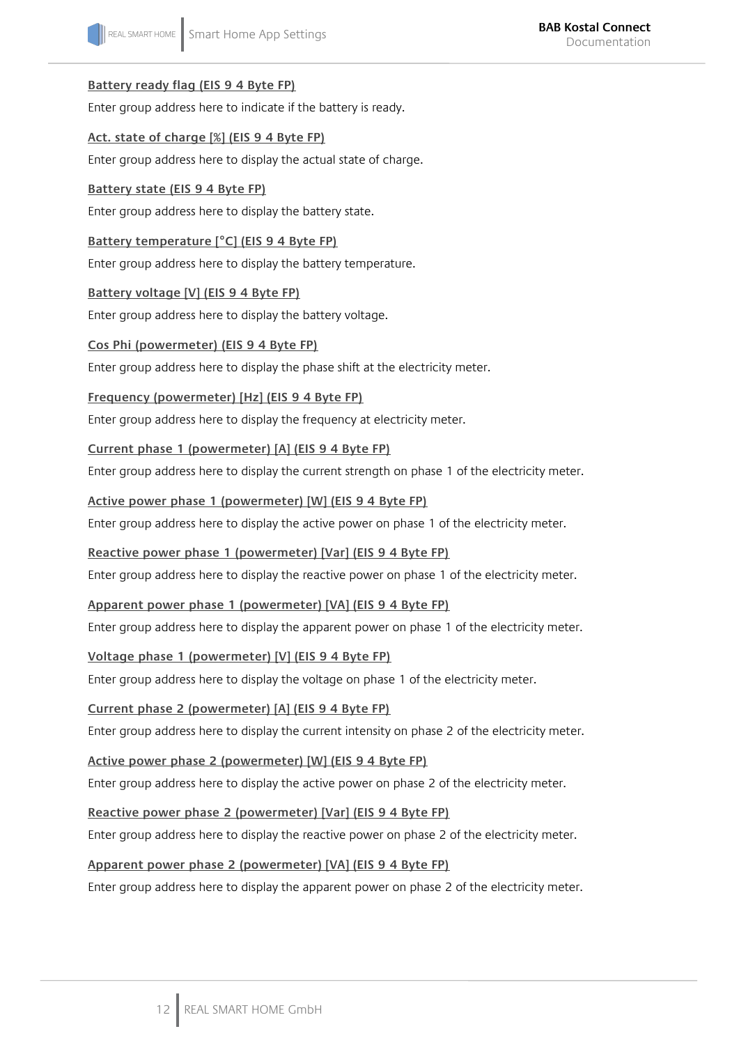<u>**Battery ready flag (EIS 9 4 Byte FP)**</u>

Enter group address here to indicate if the battery is ready.

<u>**Act. state of charge [%] (EIS 9 4 Byte FP)**</u>

Enter group address here to display the actual state of charge.

<u>**Battery state (EIS 9 4 Byte FP)**</u>

Enter group address here to display the battery state.

<u>**Battery temperature [°C] (EIS 9 4 Byte FP)**</u>

Enter group address here to display the battery temperature.

<u>**Battery voltage [V] (EIS 9 4 Byte FP)**</u>

Enter group address here to display the battery voltage.

<u>**Cos Phi (powermeter) (EIS 9 4 Byte FP)**</u>

Enter group address here to display the phase shift at the electricity meter.

<u>**Frequency (powermeter) [Hz] (EIS 9 4 Byte FP)**</u>

Enter group address here to display the frequency at electricity meter.

<u>**Current phase 1 (powermeter) [A] (EIS 9 4 Byte FP)**</u>

Enter group address here to display the current strength on phase 1 of the electricity meter.

<u>**Active power phase 1 (powermeter) [W] (EIS 9 4 Byte FP)**</u>

Enter group address here to display the active power on phase 1 of the electricity meter.

<u>**Reactive power phase 1 (powermeter) [Var] (EIS 9 4 Byte FP)**</u>

Enter group address here to display the reactive power on phase 1 of the electricity meter.

<u>**Apparent power phase 1 (powermeter) [VA] (EIS 9 4 Byte FP)**</u>

Enter group address here to display the apparent power on phase 1 of the electricity meter.

<u>**Voltage phase 1 (powermeter) [V] (EIS 9 4 Byte FP)**</u>

Enter group address here to display the voltage on phase 1 of the electricity meter.

<u>**Current phase 2 (powermeter) [A] (EIS 9 4 Byte FP)**</u>

Enter group address here to display the current intensity on phase 2 of the electricity meter.

<u>**Active power phase 2 (powermeter) [W] (EIS 9 4 Byte FP)**</u>

Enter group address here to display the active power on phase 2 of the electricity meter.

<u>**Reactive power phase 2 (powermeter) [Var] (EIS 9 4 Byte FP)**</u>

Enter group address here to display the reactive power on phase 2 of the electricity meter.

<u>**Apparent power phase 2 (powermeter) [VA] (EIS 9 4 Byte FP)**</u>

Enter group address here to display the apparent power on phase 2 of the electricity meter.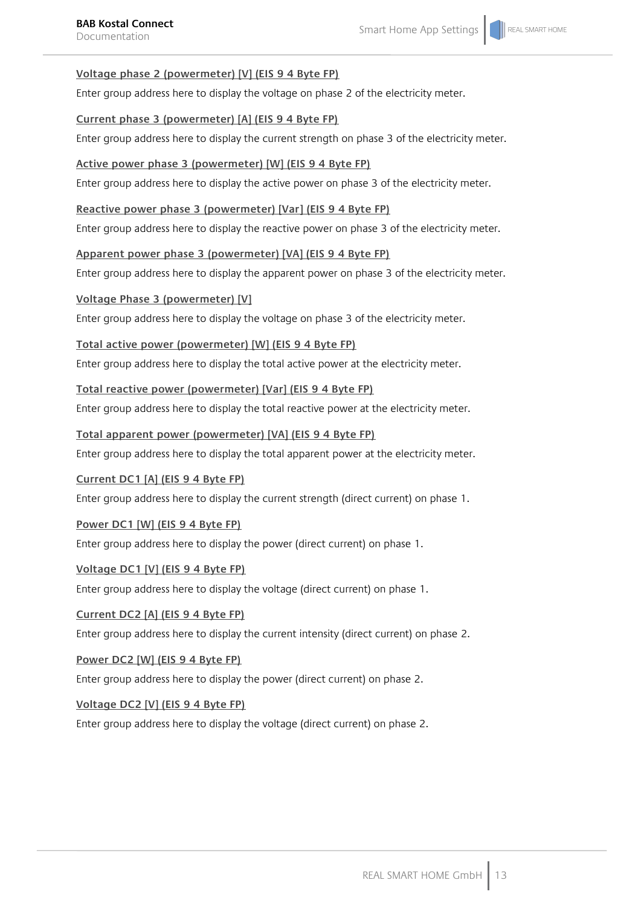<u>Voltage phase 2 (powermeter) [V] (EIS 9 4 Byte FP)</u>

Enter group address here to display the voltage on phase 2 of the electricity meter.

<u>Current phase 3 (powermeter) [A] (EIS 9 4 Byte FP)</u>

Enter group address here to display the current strength on phase 3 of the electricity meter.

<u>Active power phase 3 (powermeter) [W] (EIS 9 4 Byte FP)</u>

Enter group address here to display the active power on phase 3 of the electricity meter.

<u>Reactive power phase 3 (powermeter) [Var] (EIS 9 4 Byte FP)</u>

Enter group address here to display the reactive power on phase 3 of the electricity meter.

<u>Apparent power phase 3 (powermeter) [VA] (EIS 9 4 Byte FP)</u>

Enter group address here to display the apparent power on phase 3 of the electricity meter.

<u>Voltage Phase 3 (powermeter) [V]</u>

Enter group address here to display the voltage on phase 3 of the electricity meter.

<u>Total active power (powermeter) [W] (EIS 9 4 Byte FP)</u>

Enter group address here to display the total active power at the electricity meter.

<u>Total reactive power (powermeter) [Var] (EIS 9 4 Byte FP)</u>

Enter group address here to display the total reactive power at the electricity meter.

<u>Total apparent power (powermeter) [VA] (EIS 9 4 Byte FP)</u>

Enter group address here to display the total apparent power at the electricity meter.

<u>Current DC1 [A] (EIS 9 4 Byte FP)</u>

Enter group address here to display the current strength (direct current) on phase 1.

<u>Power DC1 [W] (EIS 9 4 Byte FP)</u>

Enter group address here to display the power (direct current) on phase 1.

<u>Voltage DC1 [V] (EIS 9 4 Byte FP)</u>

Enter group address here to display the voltage (direct current) on phase 1.

<u>Current DC2 [A] (EIS 9 4 Byte FP)</u>

Enter group address here to display the current intensity (direct current) on phase 2.

<u>Power DC2 [W] (EIS 9 4 Byte FP)</u>

Enter group address here to display the power (direct current) on phase 2.

<u>Voltage DC2 [V] (EIS 9 4 Byte FP)</u>

Enter group address here to display the voltage (direct current) on phase 2.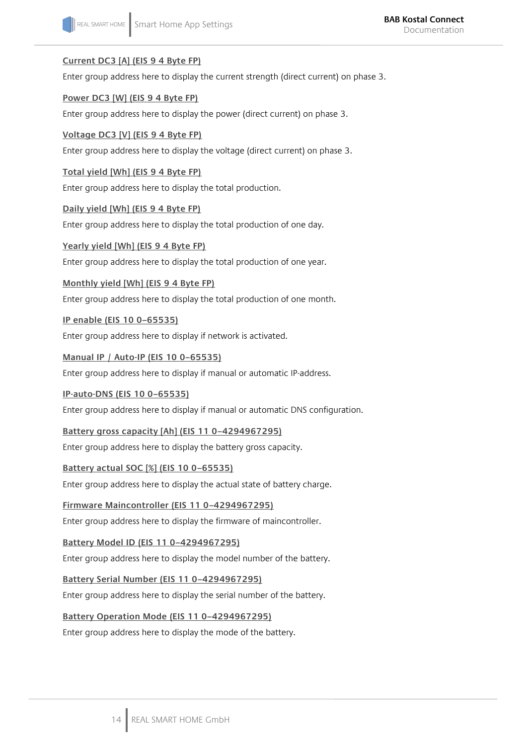**Current DC3 [A] (EIS 9 4 Byte FP)**

Enter group address here to display the current strength (direct current) on phase 3.

**Power DC3 [W] (EIS 9 4 Byte FP)**

Enter group address here to display the power (direct current) on phase 3.

**Voltage DC3 [V] (EIS 9 4 Byte FP)**

Enter group address here to display the voltage (direct current) on phase 3.

**Total yield [Wh] (EIS 9 4 Byte FP)**

Enter group address here to display the total production.

**Daily yield [Wh] (EIS 9 4 Byte FP)**

Enter group address here to display the total production of one day.

**Yearly yield [Wh] (EIS 9 4 Byte FP)**

Enter group address here to display the total production of one year.

**Monthly yield [Wh] (EIS 9 4 Byte FP)**

Enter group address here to display the total production of one month.

**IP enable (EIS 10 0–65535)**

Enter group address here to display if network is activated.

**Manual IP / Auto-IP (EIS 10 0–65535)**

Enter group address here to display if manual or automatic IP-address.

**IP-auto-DNS (EIS 10 0–65535)**

Enter group address here to display if manual or automatic DNS configuration.

**Battery gross capacity [Ah] (EIS 11 0–4294967295)**

Enter group address here to display the battery gross capacity.

**Battery actual SOC [%] (EIS 10 0–65535)**

Enter group address here to display the actual state of battery charge.

**Firmware Maincontroller (EIS 11 0–4294967295)**

Enter group address here to display the firmware of maincontroller.

**Battery Model ID (EIS 11 0–4294967295)**

Enter group address here to display the model number of the battery.

**Battery Serial Number (EIS 11 0–4294967295)**

Enter group address here to display the serial number of the battery.

**Battery Operation Mode (EIS 11 0–4294967295)**

Enter group address here to display the mode of the battery.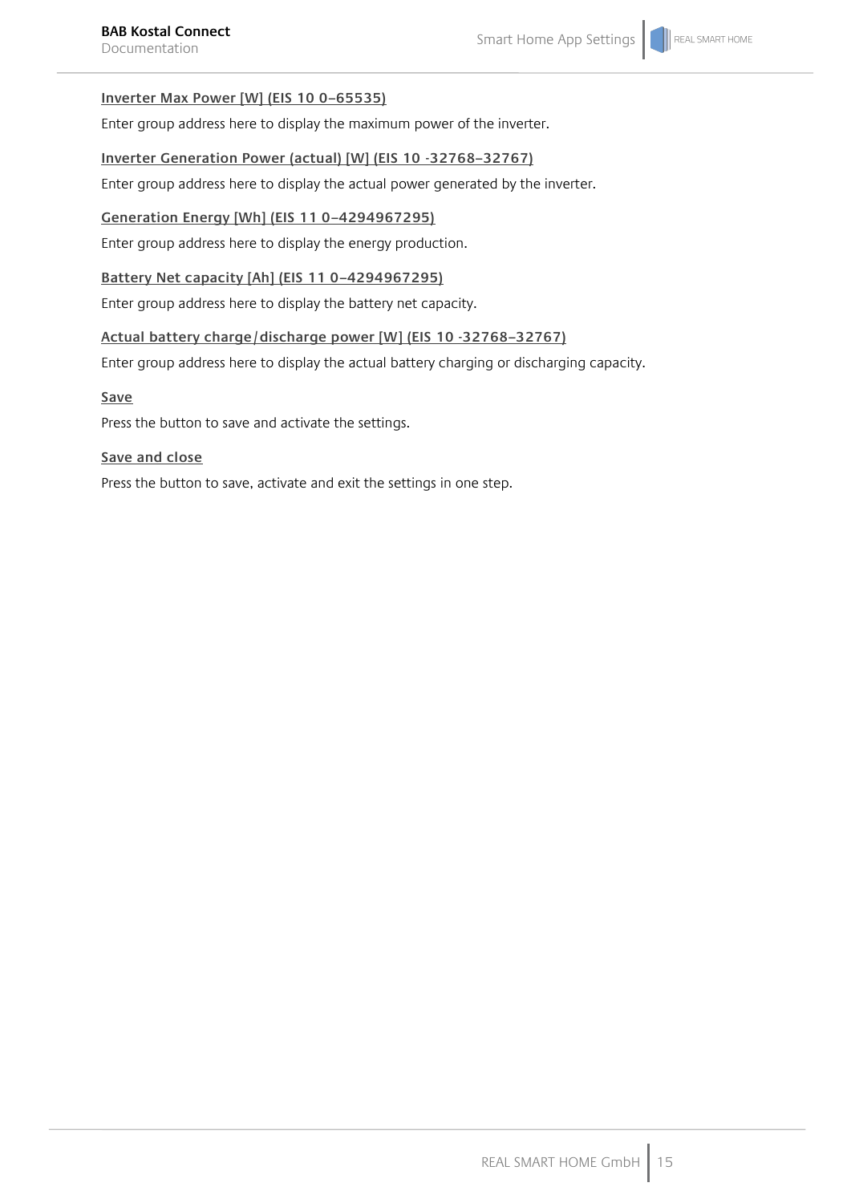**Inverter Max Power [W] (EIS 10 0–65535)**

Enter group address here to display the maximum power of the inverter.

**Inverter Generation Power (actual) [W] (EIS 10 -32768–32767)**

Enter group address here to display the actual power generated by the inverter.

**Generation Energy [Wh] (EIS 11 0–4294967295)**

Enter group address here to display the energy production.

**Battery Net capacity [Ah] (EIS 11 0–4294967295)**

Enter group address here to display the battery net capacity.

**Actual battery charge/discharge power [W] (EIS 10 -32768–32767)**

Enter group address here to display the actual battery charging or discharging capacity.

**Save**

Press the button to save and activate the settings.

**Save and close**

Press the button to save, activate and exit the settings in one step.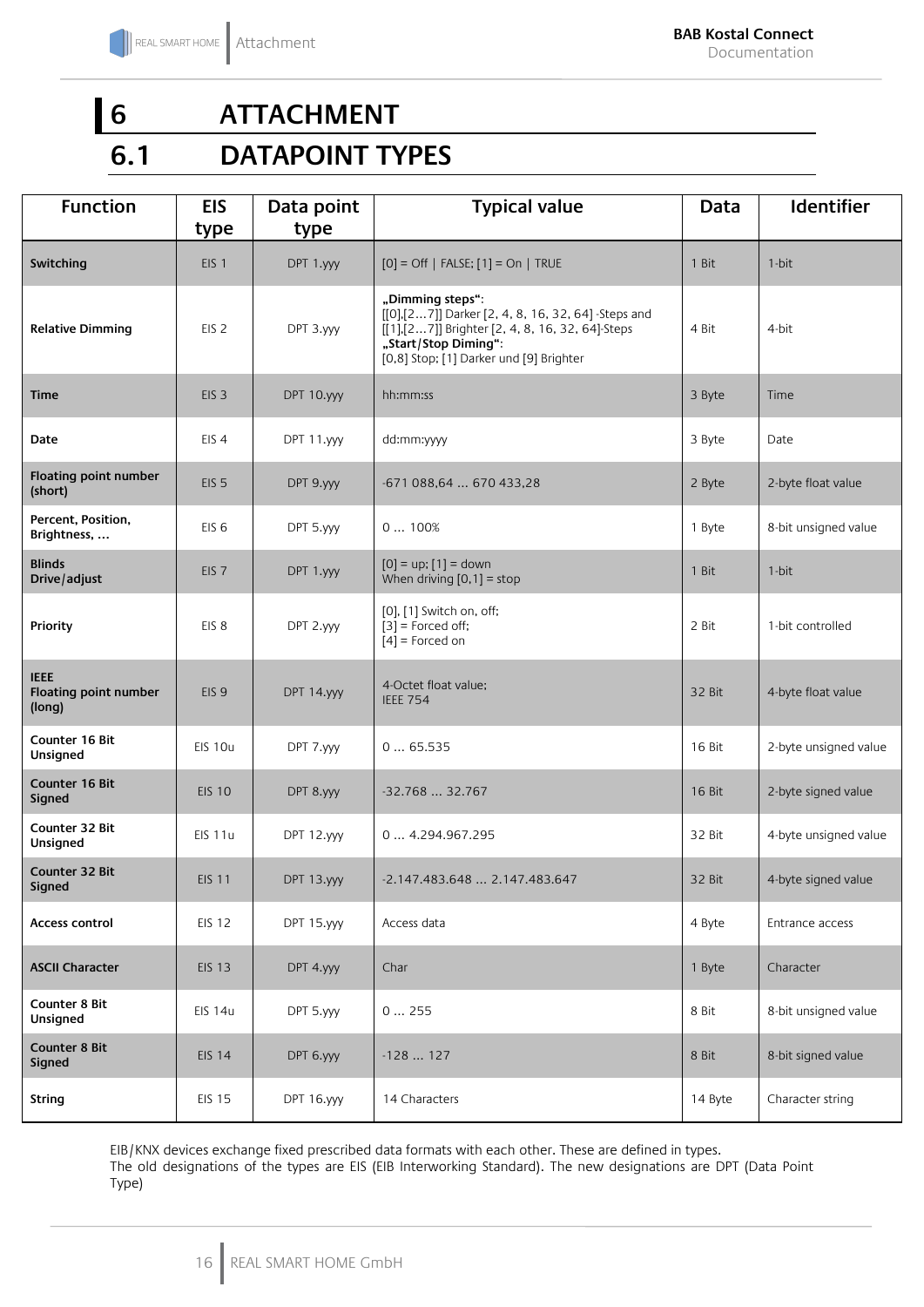# 6 ATTACHMENT

## 6.1 DATAPOINT TYPES

| Function | EIS type | Data point type | Typical value | Data | Identifier |
|---|---|---|---|---|---|
| **Switching** | EIS 1 | DPT 1.yyy | [0] = Off \| FALSE; [1] = On \| TRUE | 1 Bit | 1-bit |
| **Relative Dimming** | EIS 2 | DPT 3.yyy | **„Dimming steps“**:<br>[[0],[2…7]] Darker [2, 4, 8, 16, 32, 64] -Steps and<br>[[1],[2…7]] Brighter [2, 4, 8, 16, 32, 64]-Steps<br>**„Start/Stop Diming“**:<br>[0,8] Stop; [1] Darker und [9] Brighter | 4 Bit | 4-bit |
| **Time** | EIS 3 | DPT 10.yyy | hh:mm:ss | 3 Byte | Time |
| **Date** | EIS 4 | DPT 11.yyy | dd:mm:yyyy | 3 Byte | Date |
| **Floating point number (short)** | EIS 5 | DPT 9.yyy | -671 088,64 … 670 433,28 | 2 Byte | 2-byte float value |
| **Percent, Position, Brightness, …** | EIS 6 | DPT 5.yyy | 0 … 100% | 1 Byte | 8-bit unsigned value |
| **Blinds Drive/adjust** | EIS 7 | DPT 1.yyy | [0] = up; [1] = down<br>When driving [0,1] = stop | 1 Bit | 1-bit |
| **Priority** | EIS 8 | DPT 2.yyy | [0], [1] Switch on, off;<br>[3] = Forced off;<br>[4] = Forced on | 2 Bit | 1-bit controlled |
| **IEEE Floating point number (long)** | EIS 9 | DPT 14.yyy | 4-Octet float value;<br>IEEE 754 | 32 Bit | 4-byte float value |
| **Counter 16 Bit Unsigned** | EIS 10u | DPT 7.yyy | 0 … 65.535 | 16 Bit | 2-byte unsigned value |
| **Counter 16 Bit Signed** | EIS 10 | DPT 8.yyy | -32.768 … 32.767 | 16 Bit | 2-byte signed value |
| **Counter 32 Bit Unsigned** | EIS 11u | DPT 12.yyy | 0 … 4.294.967.295 | 32 Bit | 4-byte unsigned value |
| **Counter 32 Bit Signed** | EIS 11 | DPT 13.yyy | -2.147.483.648 … 2.147.483.647 | 32 Bit | 4-byte signed value |
| **Access control** | EIS 12 | DPT 15.yyy | Access data | 4 Byte | Entrance access |
| **ASCII Character** | EIS 13 | DPT 4.yyy | Char | 1 Byte | Character |
| **Counter 8 Bit Unsigned** | EIS 14u | DPT 5.yyy | 0 … 255 | 8 Bit | 8-bit unsigned value |
| **Counter 8 Bit Signed** | EIS 14 | DPT 6.yyy | -128 … 127 | 8 Bit | 8-bit signed value |
| **String** | EIS 15 | DPT 16.yyy | 14 Characters | 14 Byte | Character string |

EIB/KNX devices exchange fixed prescribed data formats with each other. These are defined in types.
The old designations of the types are EIS (EIB Interworking Standard). The new designations are DPT (Data Point Type)